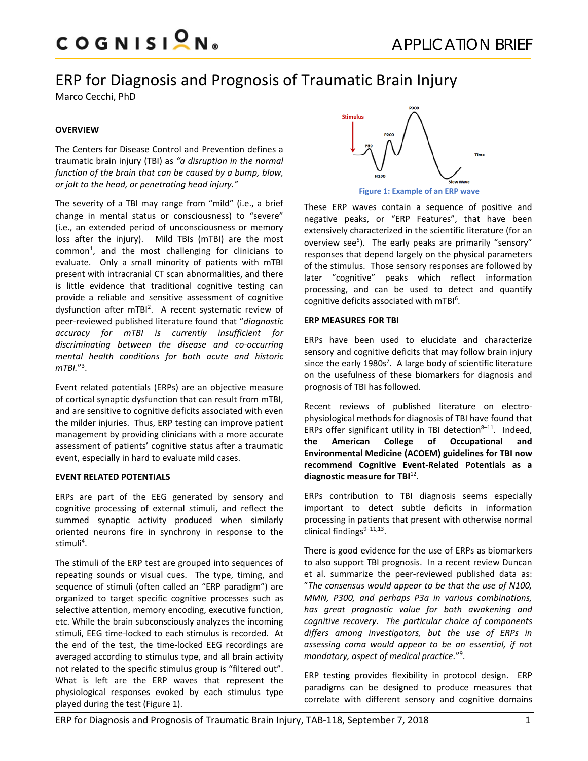# ERP for Diagnosis and Prognosis of Traumatic Brain Injury

Marco Cecchi, PhD

## OVERVIEW

The Centers for Disease Control and Prevention defines a traumatic brain injury (TBI) as *"a disruption in the normal function of the brain that can be caused by a bump, blow, or jolt to the head, or penetrating head injury."*

The severity of a TBI may range from "mild" (i.e., a brief change in mental status or consciousness) to "severe" (i.e., an extended period of unconsciousness or memory loss after the injury). Mild TBIs (mTBI) are the most common[1], and the most challenging for clinicians to evaluate. Only a small minority of patients with mTBI present with intracranial CT scan abnormalities, and there is little evidence that traditional cognitive testing can provide a reliable and sensitive assessment of cognitive dysfunction after mTBI[2]. A recent systematic review of peer-reviewed published literature found that "*diagnostic accuracy for mTBI is currently insufficient for discriminating between the disease and co-occurring mental health conditions for both acute and historic mTBI.*"[3].

Event related potentials (ERPs) are an objective measure of cortical synaptic dysfunction that can result from mTBI, and are sensitive to cognitive deficits associated with even the milder injuries. Thus, ERP testing can improve patient management by providing clinicians with a more accurate assessment of patients' cognitive status after a traumatic event, especially in hard to evaluate mild cases.

## EVENT RELATED POTENTIALS

ERPs are part of the EEG generated by sensory and cognitive processing of external stimuli, and reflect the summed synaptic activity produced when similarly oriented neurons fire in synchrony in response to the stimuli[4].

The stimuli of the ERP test are grouped into sequences of repeating sounds or visual cues. The type, timing, and sequence of stimuli (often called an "ERP paradigm") are organized to target specific cognitive processes such as selective attention, memory encoding, executive function, etc. While the brain subconsciously analyzes the incoming stimuli, EEG time-locked to each stimulus is recorded. At the end of the test, the time-locked EEG recordings are averaged according to stimulus type, and all brain activity not related to the specific stimulus group is "filtered out". What is left are the ERP waves that represent the physiological responses evoked by each stimulus type played during the test (Figure 1).

**Figure 1: Example of an ERP wave**

These ERP waves contain a sequence of positive and negative peaks, or "ERP Features", that have been extensively characterized in the scientific literature (for an overview see[5]). The early peaks are primarily "sensory" responses that depend largely on the physical parameters of the stimulus. Those sensory responses are followed by later "cognitive" peaks which reflect information processing, and can be used to detect and quantify cognitive deficits associated with mTBI[6].

## ERP MEASURES FOR TBI

ERPs have been used to elucidate and characterize sensory and cognitive deficits that may follow brain injury since the early 1980s[7]. A large body of scientific literature on the usefulness of these biomarkers for diagnosis and prognosis of TBI has followed.

Recent reviews of published literature on electro-physiological methods for diagnosis of TBI have found that ERPs offer significant utility in TBI detection[8–11]. Indeed, **the American College of Occupational and Environmental Medicine (ACOEM) guidelines for TBI now recommend Cognitive Event-Related Potentials as a diagnostic measure for TBI**[12].

ERPs contribution to TBI diagnosis seems especially important to detect subtle deficits in information processing in patients that present with otherwise normal clinical findings[9–11,13].

There is good evidence for the use of ERPs as biomarkers to also support TBI prognosis. In a recent review Duncan et al. summarize the peer-reviewed published data as: "*The consensus would appear to be that the use of N100, MMN, P300, and perhaps P3a in various combinations, has great prognostic value for both awakening and cognitive recovery. The particular choice of components differs among investigators, but the use of ERPs in assessing coma would appear to be an essential, if not mandatory, aspect of medical practice.*"[9].

ERP testing provides flexibility in protocol design. ERP paradigms can be designed to produce measures that correlate with different sensory and cognitive domains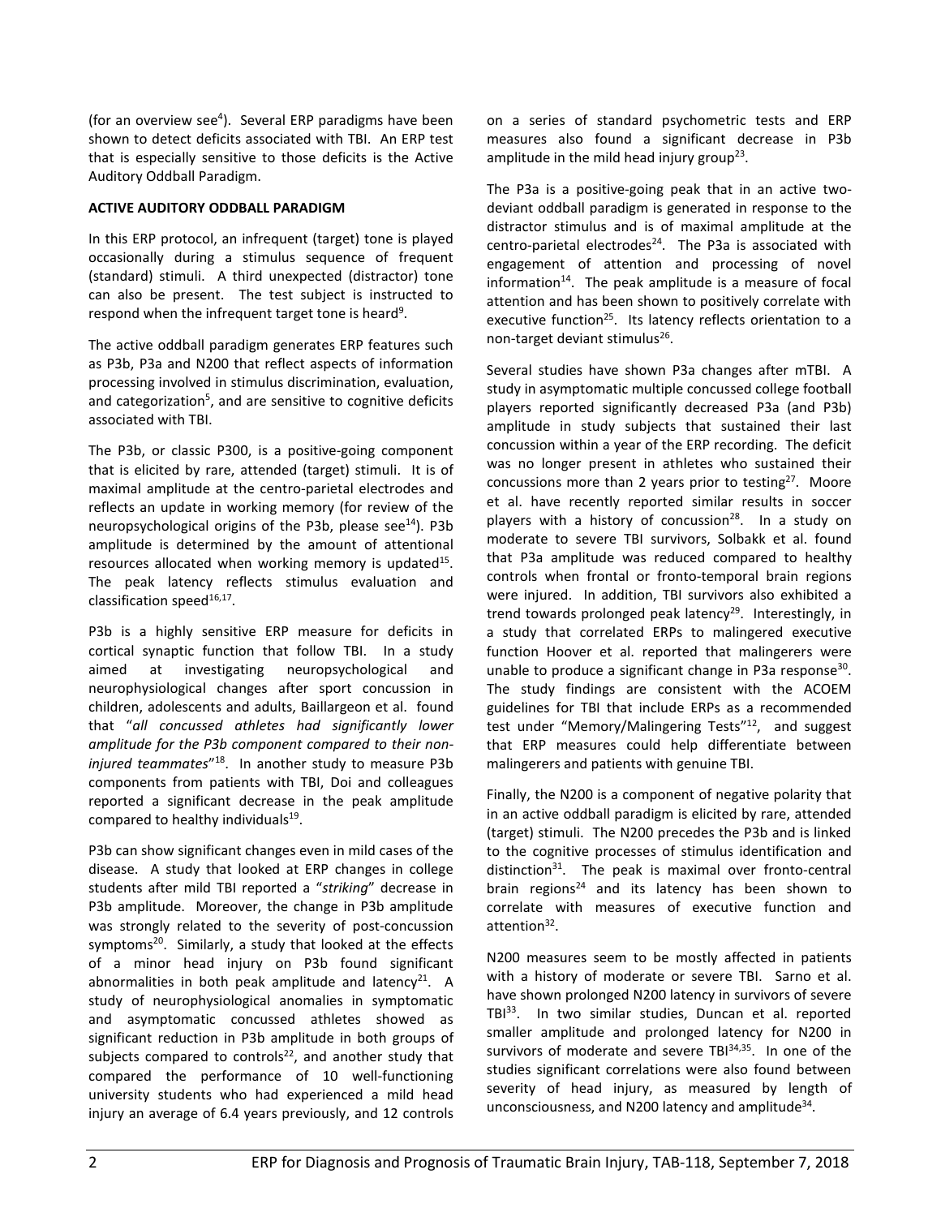(for an overview see[4]). Several ERP paradigms have been shown to detect deficits associated with TBI. An ERP test that is especially sensitive to those deficits is the Active Auditory Oddball Paradigm.

**ACTIVE AUDITORY ODDBALL PARADIGM**

In this ERP protocol, an infrequent (target) tone is played occasionally during a stimulus sequence of frequent (standard) stimuli. A third unexpected (distractor) tone can also be present. The test subject is instructed to respond when the infrequent target tone is heard[9].

The active oddball paradigm generates ERP features such as P3b, P3a and N200 that reflect aspects of information processing involved in stimulus discrimination, evaluation, and categorization[5], and are sensitive to cognitive deficits associated with TBI.

The P3b, or classic P300, is a positive-going component that is elicited by rare, attended (target) stimuli. It is of maximal amplitude at the centro-parietal electrodes and reflects an update in working memory (for review of the neuropsychological origins of the P3b, please see[14]). P3b amplitude is determined by the amount of attentional resources allocated when working memory is updated[15]. The peak latency reflects stimulus evaluation and classification speed[16,17].

P3b is a highly sensitive ERP measure for deficits in cortical synaptic function that follow TBI. In a study aimed at investigating neuropsychological and neurophysiological changes after sport concussion in children, adolescents and adults, Baillargeon et al. found that "*all concussed athletes had significantly lower amplitude for the P3b component compared to their non-injured teammates*"[18]. In another study to measure P3b components from patients with TBI, Doi and colleagues reported a significant decrease in the peak amplitude compared to healthy individuals[19].

P3b can show significant changes even in mild cases of the disease. A study that looked at ERP changes in college students after mild TBI reported a "*striking*" decrease in P3b amplitude. Moreover, the change in P3b amplitude was strongly related to the severity of post-concussion symptoms[20]. Similarly, a study that looked at the effects of a minor head injury on P3b found significant abnormalities in both peak amplitude and latency[21]. A study of neurophysiological anomalies in symptomatic and asymptomatic concussed athletes showed as significant reduction in P3b amplitude in both groups of subjects compared to controls[22], and another study that compared the performance of 10 well-functioning university students who had experienced a mild head injury an average of 6.4 years previously, and 12 controls on a series of standard psychometric tests and ERP measures also found a significant decrease in P3b amplitude in the mild head injury group[23].

The P3a is a positive-going peak that in an active two-deviant oddball paradigm is generated in response to the distractor stimulus and is of maximal amplitude at the centro-parietal electrodes[24]. The P3a is associated with engagement of attention and processing of novel information[14]. The peak amplitude is a measure of focal attention and has been shown to positively correlate with executive function[25]. Its latency reflects orientation to a non-target deviant stimulus[26].

Several studies have shown P3a changes after mTBI. A study in asymptomatic multiple concussed college football players reported significantly decreased P3a (and P3b) amplitude in study subjects that sustained their last concussion within a year of the ERP recording. The deficit was no longer present in athletes who sustained their concussions more than 2 years prior to testing[27]. Moore et al. have recently reported similar results in soccer players with a history of concussion[28]. In a study on moderate to severe TBI survivors, Solbakk et al. found that P3a amplitude was reduced compared to healthy controls when frontal or fronto-temporal brain regions were injured. In addition, TBI survivors also exhibited a trend towards prolonged peak latency[29]. Interestingly, in a study that correlated ERPs to malingered executive function Hoover et al. reported that malingerers were unable to produce a significant change in P3a response[30]. The study findings are consistent with the ACOEM guidelines for TBI that include ERPs as a recommended test under "Memory/Malingering Tests"[12], and suggest that ERP measures could help differentiate between malingerers and patients with genuine TBI.

Finally, the N200 is a component of negative polarity that in an active oddball paradigm is elicited by rare, attended (target) stimuli. The N200 precedes the P3b and is linked to the cognitive processes of stimulus identification and distinction[31]. The peak is maximal over fronto-central brain regions[24] and its latency has been shown to correlate with measures of executive function and attention[32].

N200 measures seem to be mostly affected in patients with a history of moderate or severe TBI. Sarno et al. have shown prolonged N200 latency in survivors of severe TBI[33]. In two similar studies, Duncan et al. reported smaller amplitude and prolonged latency for N200 in survivors of moderate and severe TBI[34,35]. In one of the studies significant correlations were also found between severity of head injury, as measured by length of unconsciousness, and N200 latency and amplitude[34].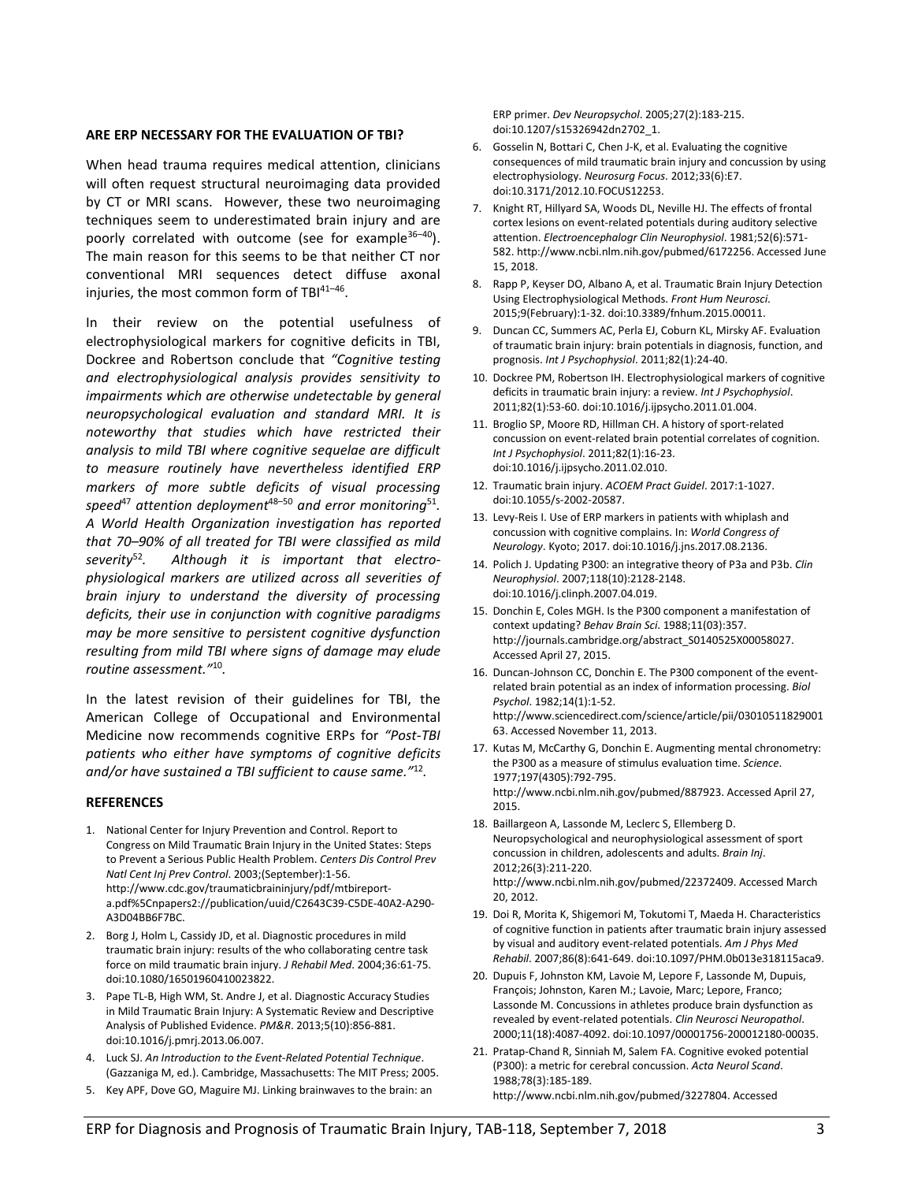## ARE ERP NECESSARY FOR THE EVALUATION OF TBI?

When head trauma requires medical attention, clinicians will often request structural neuroimaging data provided by CT or MRI scans. However, these two neuroimaging techniques seem to underestimated brain injury and are poorly correlated with outcome (see for example[36–40]). The main reason for this seems to be that neither CT nor conventional MRI sequences detect diffuse axonal injuries, the most common form of TBI[41–46].

In their review on the potential usefulness of electrophysiological markers for cognitive deficits in TBI, Dockree and Robertson conclude that *"Cognitive testing and electrophysiological analysis provides sensitivity to impairments which are otherwise undetectable by general neuropsychological evaluation and standard MRI. It is noteworthy that studies which have restricted their analysis to mild TBI where cognitive sequelae are difficult to measure routinely have nevertheless identified ERP markers of more subtle deficits of visual processing speed[47] attention deployment[48–50] and error monitoring[51]. A World Health Organization investigation has reported that 70–90% of all treated for TBI were classified as mild severity[52]. Although it is important that electro-physiological markers are utilized across all severities of brain injury to understand the diversity of processing deficits, their use in conjunction with cognitive paradigms may be more sensitive to persistent cognitive dysfunction resulting from mild TBI where signs of damage may elude routine assessment."*[10].

In the latest revision of their guidelines for TBI, the American College of Occupational and Environmental Medicine now recommends cognitive ERPs for *"Post-TBI patients who either have symptoms of cognitive deficits and/or have sustained a TBI sufficient to cause same."*[12].

## REFERENCES

1. National Center for Injury Prevention and Control. Report to Congress on Mild Traumatic Brain Injury in the United States: Steps to Prevent a Serious Public Health Problem. *Centers Dis Control Prev Natl Cent Inj Prev Control*. 2003;(September):1-56. http://www.cdc.gov/traumaticbraininjury/pdf/mtbireport-a.pdf%5Cnpapers2://publication/uuid/C2643C39-C5DE-40A2-A290-A3D04BB6F7BC.
2. Borg J, Holm L, Cassidy JD, et al. Diagnostic procedures in mild traumatic brain injury: results of the who collaborating centre task force on mild traumatic brain injury. *J Rehabil Med*. 2004;36:61-75. doi:10.1080/16501960410023822.
3. Pape TL-B, High WM, St. Andre J, et al. Diagnostic Accuracy Studies in Mild Traumatic Brain Injury: A Systematic Review and Descriptive Analysis of Published Evidence. *PM&R*. 2013;5(10):856-881. doi:10.1016/j.pmrj.2013.06.007.
4. Luck SJ. *An Introduction to the Event-Related Potential Technique*. (Gazzaniga M, ed.). Cambridge, Massachusetts: The MIT Press; 2005.
5. Key APF, Dove GO, Maguire MJ. Linking brainwaves to the brain: an ERP primer. *Dev Neuropsychol*. 2005;27(2):183-215. doi:10.1207/s15326942dn2702_1.
6. Gosselin N, Bottari C, Chen J-K, et al. Evaluating the cognitive consequences of mild traumatic brain injury and concussion by using electrophysiology. *Neurosurg Focus*. 2012;33(6):E7. doi:10.3171/2012.10.FOCUS12253.
7. Knight RT, Hillyard SA, Woods DL, Neville HJ. The effects of frontal cortex lesions on event-related potentials during auditory selective attention. *Electroencephalogr Clin Neurophysiol*. 1981;52(6):571-582. http://www.ncbi.nlm.nih.gov/pubmed/6172256. Accessed June 15, 2018.
8. Rapp P, Keyser DO, Albano A, et al. Traumatic Brain Injury Detection Using Electrophysiological Methods. *Front Hum Neurosci*. 2015;9(February):1-32. doi:10.3389/fnhum.2015.00011.
9. Duncan CC, Summers AC, Perla EJ, Coburn KL, Mirsky AF. Evaluation of traumatic brain injury: brain potentials in diagnosis, function, and prognosis. *Int J Psychophysiol*. 2011;82(1):24-40.
10. Dockree PM, Robertson IH. Electrophysiological markers of cognitive deficits in traumatic brain injury: a review. *Int J Psychophysiol*. 2011;82(1):53-60. doi:10.1016/j.ijpsycho.2011.01.004.
11. Broglio SP, Moore RD, Hillman CH. A history of sport-related concussion on event-related brain potential correlates of cognition. *Int J Psychophysiol*. 2011;82(1):16-23. doi:10.1016/j.ijpsycho.2011.02.010.
12. Traumatic brain injury. *ACOEM Pract Guidel*. 2017:1-1027. doi:10.1055/s-2002-20587.
13. Levy-Reis I. Use of ERP markers in patients with whiplash and concussion with cognitive complains. In: *World Congress of Neurology*. Kyoto; 2017. doi:10.1016/j.jns.2017.08.2136.
14. Polich J. Updating P300: an integrative theory of P3a and P3b. *Clin Neurophysiol*. 2007;118(10):2128-2148. doi:10.1016/j.clinph.2007.04.019.
15. Donchin E, Coles MGH. Is the P300 component a manifestation of context updating? *Behav Brain Sci*. 1988;11(03):357. http://journals.cambridge.org/abstract_S0140525X00058027. Accessed April 27, 2015.
16. Duncan-Johnson CC, Donchin E. The P300 component of the event-related brain potential as an index of information processing. *Biol Psychol*. 1982;14(1):1-52. http://www.sciencedirect.com/science/article/pii/0301051182900163. Accessed November 11, 2013.
17. Kutas M, McCarthy G, Donchin E. Augmenting mental chronometry: the P300 as a measure of stimulus evaluation time. *Science*. 1977;197(4305):792-795. http://www.ncbi.nlm.nih.gov/pubmed/887923. Accessed April 27, 2015.
18. Baillargeon A, Lassonde M, Leclerc S, Ellemberg D. Neuropsychological and neurophysiological assessment of sport concussion in children, adolescents and adults. *Brain Inj*. 2012;26(3):211-220. http://www.ncbi.nlm.nih.gov/pubmed/22372409. Accessed March 20, 2012.
19. Doi R, Morita K, Shigemori M, Tokutomi T, Maeda H. Characteristics of cognitive function in patients after traumatic brain injury assessed by visual and auditory event-related potentials. *Am J Phys Med Rehabil*. 2007;86(8):641-649. doi:10.1097/PHM.0b013e318115aca9.
20. Dupuis F, Johnston KM, Lavoie M, Lepore F, Lassonde M, Dupuis, François; Johnston, Karen M.; Lavoie, Marc; Lepore, Franco; Lassonde M. Concussions in athletes produce brain dysfunction as revealed by event-related potentials. *Clin Neurosci Neuropathol*. 2000;11(18):4087-4092. doi:10.1097/00001756-200012180-00035.
21. Pratap-Chand R, Sinniah M, Salem FA. Cognitive evoked potential (P300): a metric for cerebral concussion. *Acta Neurol Scand*. 1988;78(3):185-189. http://www.ncbi.nlm.nih.gov/pubmed/3227804. Accessed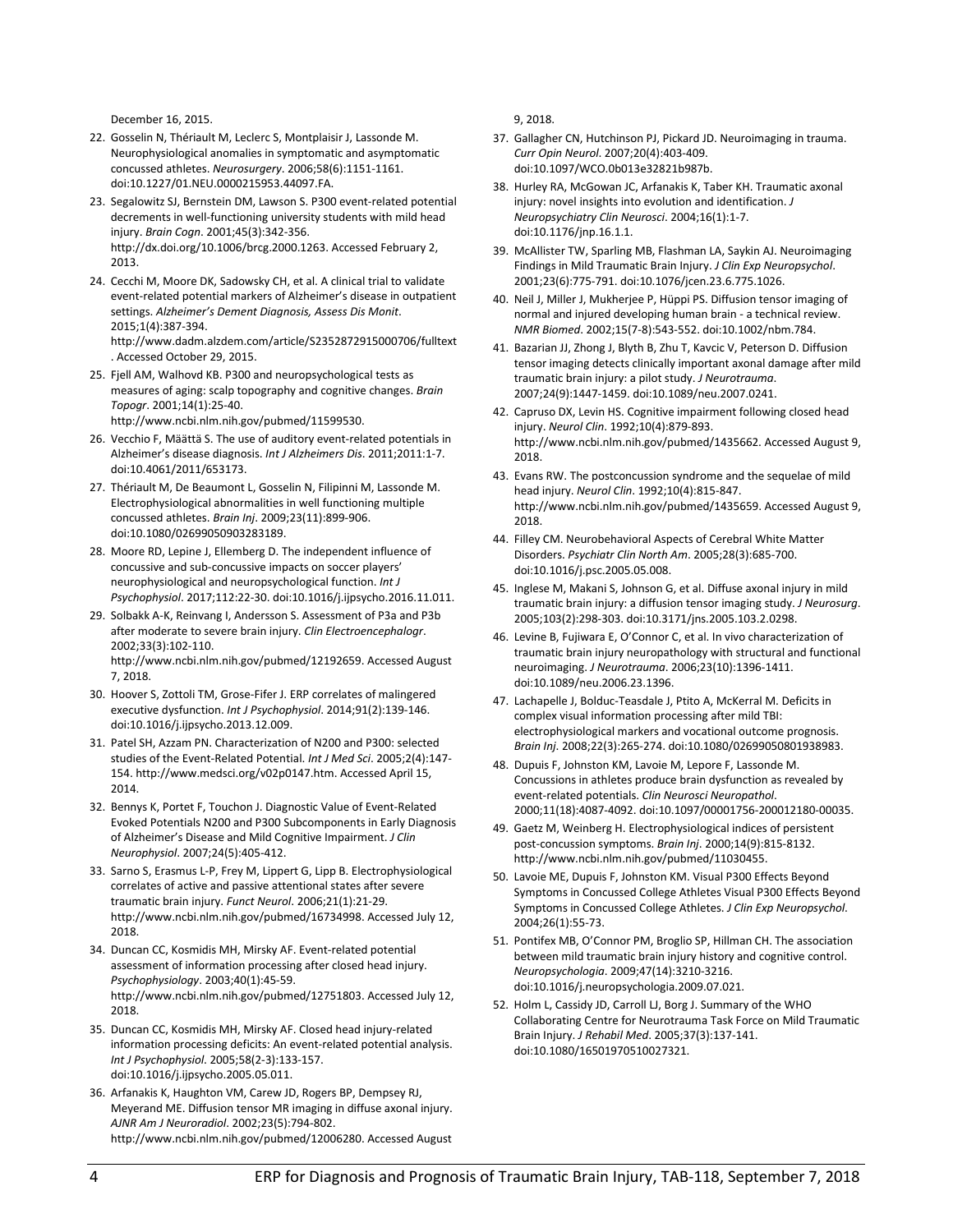December 16, 2015.

22. Gosselin N, Thériault M, Leclerc S, Montplaisir J, Lassonde M. Neurophysiological anomalies in symptomatic and asymptomatic concussed athletes. *Neurosurgery*. 2006;58(6):1151-1161. doi:10.1227/01.NEU.0000215953.44097.FA.
23. Segalowitz SJ, Bernstein DM, Lawson S. P300 event-related potential decrements in well-functioning university students with mild head injury. *Brain Cogn*. 2001;45(3):342-356. http://dx.doi.org/10.1006/brcg.2000.1263. Accessed February 2, 2013.
24. Cecchi M, Moore DK, Sadowsky CH, et al. A clinical trial to validate event-related potential markers of Alzheimer's disease in outpatient settings. *Alzheimer's Dement Diagnosis, Assess Dis Monit*. 2015;1(4):387-394. http://www.dadm.alzdem.com/article/S2352872915000706/fulltext. Accessed October 29, 2015.
25. Fjell AM, Walhovd KB. P300 and neuropsychological tests as measures of aging: scalp topography and cognitive changes. *Brain Topogr*. 2001;14(1):25-40. http://www.ncbi.nlm.nih.gov/pubmed/11599530.
26. Vecchio F, Määttä S. The use of auditory event-related potentials in Alzheimer's disease diagnosis. *Int J Alzheimers Dis*. 2011;2011:1-7. doi:10.4061/2011/653173.
27. Thériault M, De Beaumont L, Gosselin N, Filipinni M, Lassonde M. Electrophysiological abnormalities in well functioning multiple concussed athletes. *Brain Inj*. 2009;23(11):899-906. doi:10.1080/02699050903283189.
28. Moore RD, Lepine J, Ellemberg D. The independent influence of concussive and sub-concussive impacts on soccer players' neurophysiological and neuropsychological function. *Int J Psychophysiol*. 2017;112:22-30. doi:10.1016/j.ijpsycho.2016.11.011.
29. Solbakk A-K, Reinvang I, Andersson S. Assessment of P3a and P3b after moderate to severe brain injury. *Clin Electroencephalogr*. 2002;33(3):102-110. http://www.ncbi.nlm.nih.gov/pubmed/12192659. Accessed August 7, 2018.
30. Hoover S, Zottoli TM, Grose-Fifer J. ERP correlates of malingered executive dysfunction. *Int J Psychophysiol*. 2014;91(2):139-146. doi:10.1016/j.ijpsycho.2013.12.009.
31. Patel SH, Azzam PN. Characterization of N200 and P300: selected studies of the Event-Related Potential. *Int J Med Sci*. 2005;2(4):147-154. http://www.medsci.org/v02p0147.htm. Accessed April 15, 2014.
32. Bennys K, Portet F, Touchon J. Diagnostic Value of Event-Related Evoked Potentials N200 and P300 Subcomponents in Early Diagnosis of Alzheimer's Disease and Mild Cognitive Impairment. *J Clin Neurophysiol*. 2007;24(5):405-412.
33. Sarno S, Erasmus L-P, Frey M, Lippert G, Lipp B. Electrophysiological correlates of active and passive attentional states after severe traumatic brain injury. *Funct Neurol*. 2006;21(1):21-29. http://www.ncbi.nlm.nih.gov/pubmed/16734998. Accessed July 12, 2018.
34. Duncan CC, Kosmidis MH, Mirsky AF. Event-related potential assessment of information processing after closed head injury. *Psychophysiology*. 2003;40(1):45-59. http://www.ncbi.nlm.nih.gov/pubmed/12751803. Accessed July 12, 2018.
35. Duncan CC, Kosmidis MH, Mirsky AF. Closed head injury-related information processing deficits: An event-related potential analysis. *Int J Psychophysiol*. 2005;58(2-3):133-157. doi:10.1016/j.ijpsycho.2005.05.011.
36. Arfanakis K, Haughton VM, Carew JD, Rogers BP, Dempsey RJ, Meyerand ME. Diffusion tensor MR imaging in diffuse axonal injury. *AJNR Am J Neuroradiol*. 2002;23(5):794-802. http://www.ncbi.nlm.nih.gov/pubmed/12006280. Accessed August 9, 2018.
37. Gallagher CN, Hutchinson PJ, Pickard JD. Neuroimaging in trauma. *Curr Opin Neurol*. 2007;20(4):403-409. doi:10.1097/WCO.0b013e32821b987b.
38. Hurley RA, McGowan JC, Arfanakis K, Taber KH. Traumatic axonal injury: novel insights into evolution and identification. *J Neuropsychiatry Clin Neurosci*. 2004;16(1):1-7. doi:10.1176/jnp.16.1.1.
39. McAllister TW, Sparling MB, Flashman LA, Saykin AJ. Neuroimaging Findings in Mild Traumatic Brain Injury. *J Clin Exp Neuropsychol*. 2001;23(6):775-791. doi:10.1076/jcen.23.6.775.1026.
40. Neil J, Miller J, Mukherjee P, Hüppi PS. Diffusion tensor imaging of normal and injured developing human brain - a technical review. *NMR Biomed*. 2002;15(7-8):543-552. doi:10.1002/nbm.784.
41. Bazarian JJ, Zhong J, Blyth B, Zhu T, Kavcic V, Peterson D. Diffusion tensor imaging detects clinically important axonal damage after mild traumatic brain injury: a pilot study. *J Neurotrauma*. 2007;24(9):1447-1459. doi:10.1089/neu.2007.0241.
42. Capruso DX, Levin HS. Cognitive impairment following closed head injury. *Neurol Clin*. 1992;10(4):879-893. http://www.ncbi.nlm.nih.gov/pubmed/1435662. Accessed August 9, 2018.
43. Evans RW. The postconcussion syndrome and the sequelae of mild head injury. *Neurol Clin*. 1992;10(4):815-847. http://www.ncbi.nlm.nih.gov/pubmed/1435659. Accessed August 9, 2018.
44. Filley CM. Neurobehavioral Aspects of Cerebral White Matter Disorders. *Psychiatr Clin North Am*. 2005;28(3):685-700. doi:10.1016/j.psc.2005.05.008.
45. Inglese M, Makani S, Johnson G, et al. Diffuse axonal injury in mild traumatic brain injury: a diffusion tensor imaging study. *J Neurosurg*. 2005;103(2):298-303. doi:10.3171/jns.2005.103.2.0298.
46. Levine B, Fujiwara E, O'Connor C, et al. In vivo characterization of traumatic brain injury neuropathology with structural and functional neuroimaging. *J Neurotrauma*. 2006;23(10):1396-1411. doi:10.1089/neu.2006.23.1396.
47. Lachapelle J, Bolduc-Teasdale J, Ptito A, McKerral M. Deficits in complex visual information processing after mild TBI: electrophysiological markers and vocational outcome prognosis. *Brain Inj*. 2008;22(3):265-274. doi:10.1080/02699050801938983.
48. Dupuis F, Johnston KM, Lavoie M, Lepore F, Lassonde M. Concussions in athletes produce brain dysfunction as revealed by event-related potentials. *Clin Neurosci Neuropathol*. 2000;11(18):4087-4092. doi:10.1097/00001756-200012180-00035.
49. Gaetz M, Weinberg H. Electrophysiological indices of persistent post-concussion symptoms. *Brain Inj*. 2000;14(9):815-8132. http://www.ncbi.nlm.nih.gov/pubmed/11030455.
50. Lavoie ME, Dupuis F, Johnston KM. Visual P300 Effects Beyond Symptoms in Concussed College Athletes Visual P300 Effects Beyond Symptoms in Concussed College Athletes. *J Clin Exp Neuropsychol*. 2004;26(1):55-73.
51. Pontifex MB, O'Connor PM, Broglio SP, Hillman CH. The association between mild traumatic brain injury history and cognitive control. *Neuropsychologia*. 2009;47(14):3210-3216. doi:10.1016/j.neuropsychologia.2009.07.021.
52. Holm L, Cassidy JD, Carroll LJ, Borg J. Summary of the WHO Collaborating Centre for Neurotrauma Task Force on Mild Traumatic Brain Injury. *J Rehabil Med*. 2005;37(3):137-141. doi:10.1080/16501970510027321.